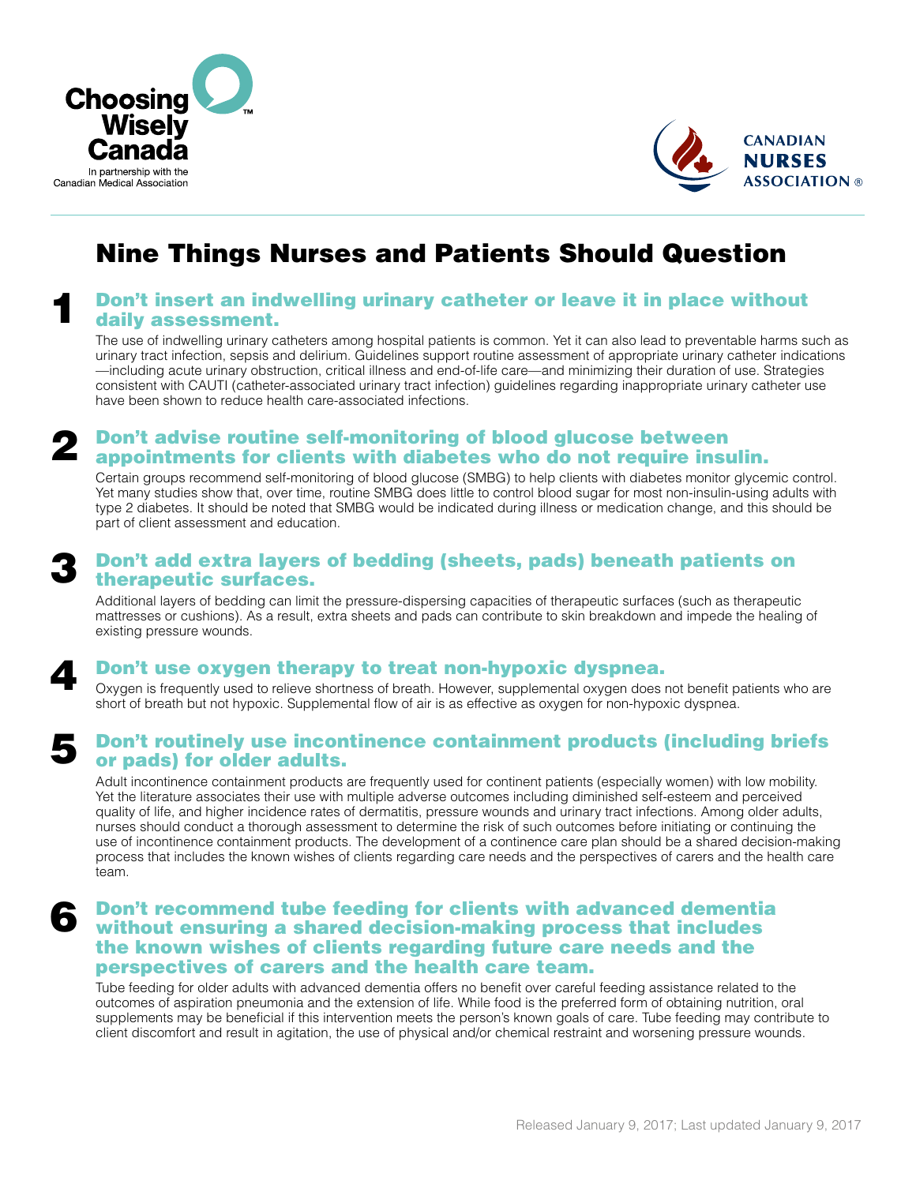Choosing Wisely Canada

In partnership with the Canadian Medical Association

CANADIAN NURSES ASSOCIATION

# Nine Things Nurses and Patients Should Question

## 1 Don't insert an indwelling urinary catheter or leave it in place without daily assessment.

The use of indwelling urinary catheters among hospital patients is common. Yet it can also lead to preventable harms such as urinary tract infection, sepsis and delirium. Guidelines support routine assessment of appropriate urinary catheter indications—including acute urinary obstruction, critical illness and end-of-life care—and minimizing their duration of use. Strategies consistent with CAUTI (catheter-associated urinary tract infection) guidelines regarding inappropriate urinary catheter use have been shown to reduce health care-associated infections.

## 2 Don't advise routine self-monitoring of blood glucose between appointments for clients with diabetes who do not require insulin.

Certain groups recommend self-monitoring of blood glucose (SMBG) to help clients with diabetes monitor glycemic control. Yet many studies show that, over time, routine SMBG does little to control blood sugar for most non-insulin-using adults with type 2 diabetes. It should be noted that SMBG would be indicated during illness or medication change, and this should be part of client assessment and education.

## 3 Don't add extra layers of bedding (sheets, pads) beneath patients on therapeutic surfaces.

Additional layers of bedding can limit the pressure-dispersing capacities of therapeutic surfaces (such as therapeutic mattresses or cushions). As a result, extra sheets and pads can contribute to skin breakdown and impede the healing of existing pressure wounds.

## 4 Don't use oxygen therapy to treat non-hypoxic dyspnea.

Oxygen is frequently used to relieve shortness of breath. However, supplemental oxygen does not benefit patients who are short of breath but not hypoxic. Supplemental flow of air is as effective as oxygen for non-hypoxic dyspnea.

## 5 Don't routinely use incontinence containment products (including briefs or pads) for older adults.

Adult incontinence containment products are frequently used for continent patients (especially women) with low mobility. Yet the literature associates their use with multiple adverse outcomes including diminished self-esteem and perceived quality of life, and higher incidence rates of dermatitis, pressure wounds and urinary tract infections. Among older adults, nurses should conduct a thorough assessment to determine the risk of such outcomes before initiating or continuing the use of incontinence containment products. The development of a continence care plan should be a shared decision-making process that includes the known wishes of clients regarding care needs and the perspectives of carers and the health care team.

## 6 Don't recommend tube feeding for clients with advanced dementia without ensuring a shared decision-making process that includes the known wishes of clients regarding future care needs and the perspectives of carers and the health care team.

Tube feeding for older adults with advanced dementia offers no benefit over careful feeding assistance related to the outcomes of aspiration pneumonia and the extension of life. While food is the preferred form of obtaining nutrition, oral supplements may be beneficial if this intervention meets the person's known goals of care. Tube feeding may contribute to client discomfort and result in agitation, the use of physical and/or chemical restraint and worsening pressure wounds.

Released January 9, 2017; Last updated January 9, 2017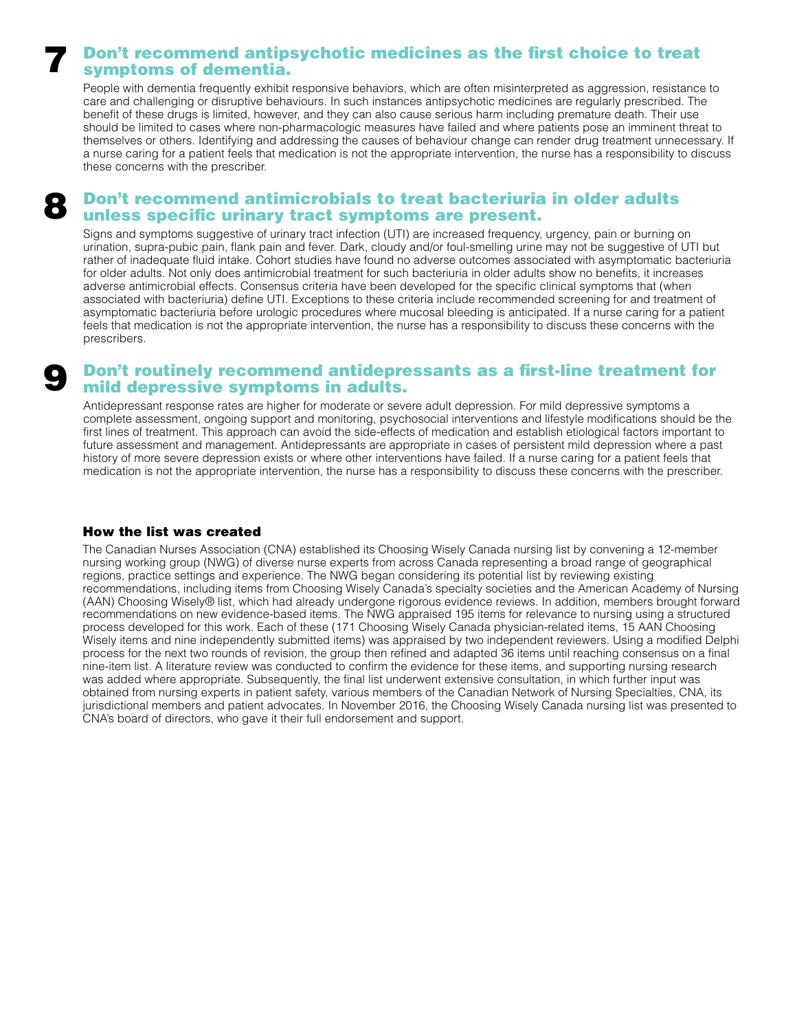## 7 Don't recommend antipsychotic medicines as the first choice to treat symptoms of dementia.

People with dementia frequently exhibit responsive behaviors, which are often misinterpreted as aggression, resistance to care and challenging or disruptive behaviours. In such instances antipsychotic medicines are regularly prescribed. The benefit of these drugs is limited, however, and they can also cause serious harm including premature death. Their use should be limited to cases where non-pharmacologic measures have failed and where patients pose an imminent threat to themselves or others. Identifying and addressing the causes of behaviour change can render drug treatment unnecessary. If a nurse caring for a patient feels that medication is not the appropriate intervention, the nurse has a responsibility to discuss these concerns with the prescriber.

## 8 Don't recommend antimicrobials to treat bacteriuria in older adults unless specific urinary tract symptoms are present.

Signs and symptoms suggestive of urinary tract infection (UTI) are increased frequency, urgency, pain or burning on urination, supra-pubic pain, flank pain and fever. Dark, cloudy and/or foul-smelling urine may not be suggestive of UTI but rather of inadequate fluid intake. Cohort studies have found no adverse outcomes associated with asymptomatic bacteriuria for older adults. Not only does antimicrobial treatment for such bacteriuria in older adults show no benefits, it increases adverse antimicrobial effects. Consensus criteria have been developed for the specific clinical symptoms that (when associated with bacteriuria) define UTI. Exceptions to these criteria include recommended screening for and treatment of asymptomatic bacteriuria before urologic procedures where mucosal bleeding is anticipated. If a nurse caring for a patient feels that medication is not the appropriate intervention, the nurse has a responsibility to discuss these concerns with the prescribers.

## 9 Don't routinely recommend antidepressants as a first-line treatment for mild depressive symptoms in adults.

Antidepressant response rates are higher for moderate or severe adult depression. For mild depressive symptoms a complete assessment, ongoing support and monitoring, psychosocial interventions and lifestyle modifications should be the first lines of treatment. This approach can avoid the side-effects of medication and establish etiological factors important to future assessment and management. Antidepressants are appropriate in cases of persistent mild depression where a past history of more severe depression exists or where other interventions have failed. If a nurse caring for a patient feels that medication is not the appropriate intervention, the nurse has a responsibility to discuss these concerns with the prescriber.

### How the list was created

The Canadian Nurses Association (CNA) established its Choosing Wisely Canada nursing list by convening a 12-member nursing working group (NWG) of diverse nurse experts from across Canada representing a broad range of geographical regions, practice settings and experience. The NWG began considering its potential list by reviewing existing recommendations, including items from Choosing Wisely Canada's specialty societies and the American Academy of Nursing (AAN) Choosing Wisely® list, which had already undergone rigorous evidence reviews. In addition, members brought forward recommendations on new evidence-based items. The NWG appraised 195 items for relevance to nursing using a structured process developed for this work. Each of these (171 Choosing Wisely Canada physician-related items, 15 AAN Choosing Wisely items and nine independently submitted items) was appraised by two independent reviewers. Using a modified Delphi process for the next two rounds of revision, the group then refined and adapted 36 items until reaching consensus on a final nine-item list. A literature review was conducted to confirm the evidence for these items, and supporting nursing research was added where appropriate. Subsequently, the final list underwent extensive consultation, in which further input was obtained from nursing experts in patient safety, various members of the Canadian Network of Nursing Specialties, CNA, its jurisdictional members and patient advocates. In November 2016, the Choosing Wisely Canada nursing list was presented to CNA's board of directors, who gave it their full endorsement and support.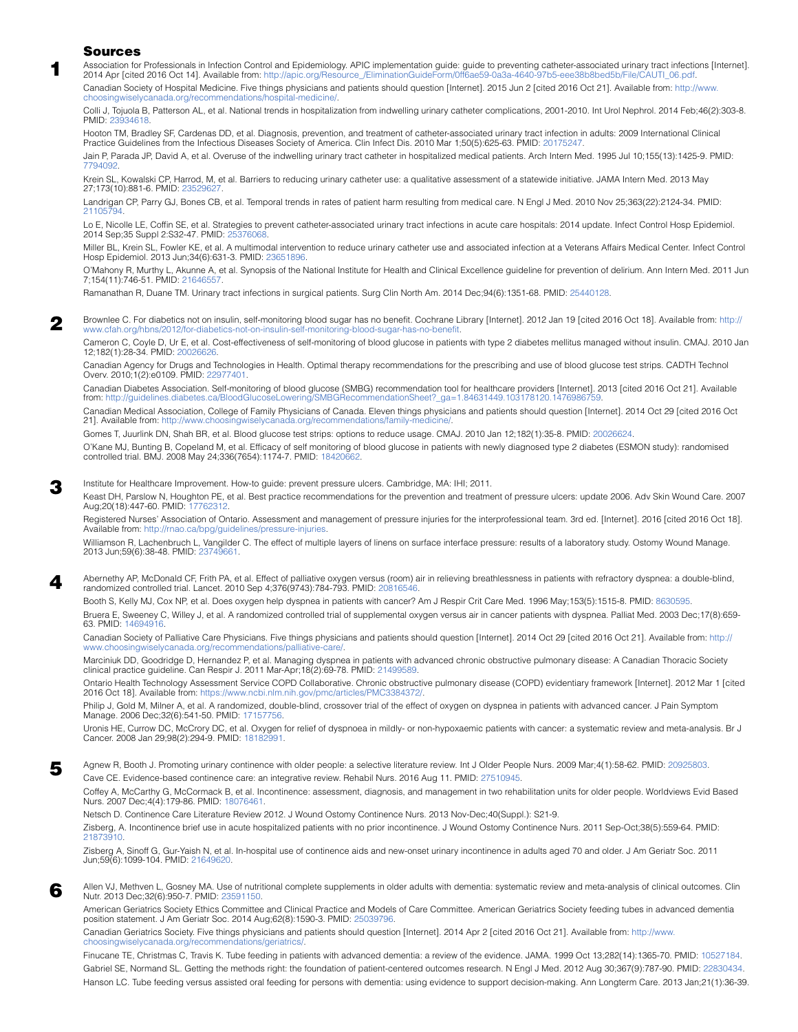## Sources

**1**

Association for Professionals in Infection Control and Epidemiology. APIC implementation guide: guide to preventing catheter-associated urinary tract infections [Internet]. 2014 Apr [cited 2016 Oct 14]. Available from: http://apic.org/Resource_/EliminationGuideForm/0ff6ae59-0a3a-4640-97b5-eee38b8bed5b/File/CAUTI_06.pdf.

Canadian Society of Hospital Medicine. Five things physicians and patients should question [Internet]. 2015 Jun 2 [cited 2016 Oct 21]. Available from: http://www.choosingwiselycanada.org/recommendations/hospital-medicine/.

Colli J, Tojuola B, Patterson AL, et al. National trends in hospitalization from indwelling urinary catheter complications, 2001-2010. Int Urol Nephrol. 2014 Feb;46(2):303-8. PMID: 23934618.

Hooton TM, Bradley SF, Cardenas DD, et al. Diagnosis, prevention, and treatment of catheter-associated urinary tract infection in adults: 2009 International Clinical Practice Guidelines from the Infectious Diseases Society of America. Clin Infect Dis. 2010 Mar 1;50(5):625-63. PMID: 20175247.

Jain P, Parada JP, David A, et al. Overuse of the indwelling urinary tract catheter in hospitalized medical patients. Arch Intern Med. 1995 Jul 10;155(13):1425-9. PMID: 7794092.

Krein SL, Kowalski CP, Harrod, M, et al. Barriers to reducing urinary catheter use: a qualitative assessment of a statewide initiative. JAMA Intern Med. 2013 May 27;173(10):881-6. PMID: 23529627.

Landrigan CP, Parry GJ, Bones CB, et al. Temporal trends in rates of patient harm resulting from medical care. N Engl J Med. 2010 Nov 25;363(22):2124-34. PMID: 21105794.

Lo E, Nicolle LE, Coffin SE, et al. Strategies to prevent catheter-associated urinary tract infections in acute care hospitals: 2014 update. Infect Control Hosp Epidemiol. 2014 Sep;35 Suppl 2:S32-47. PMID: 25376068.

Miller BL, Krein SL, Fowler KE, et al. A multimodal intervention to reduce urinary catheter use and associated infection at a Veterans Affairs Medical Center. Infect Control Hosp Epidemiol. 2013 Jun;34(6):631-3. PMID: 23651896.

O'Mahony R, Murthy L, Akunne A, et al. Synopsis of the National Institute for Health and Clinical Excellence guideline for prevention of delirium. Ann Intern Med. 2011 Jun 7;154(11):746-51. PMID: 21646557.

Ramanathan R, Duane TM. Urinary tract infections in surgical patients. Surg Clin North Am. 2014 Dec;94(6):1351-68. PMID: 25440128.

**2**

Brownlee C. For diabetics not on insulin, self-monitoring blood sugar has no benefit. Cochrane Library [Internet]. 2012 Jan 19 [cited 2016 Oct 18]. Available from: http://www.cfah.org/hbns/2012/for-diabetics-not-on-insulin-self-monitoring-blood-sugar-has-no-benefit.

Cameron C, Coyle D, Ur E, et al. Cost-effectiveness of self-monitoring of blood glucose in patients with type 2 diabetes mellitus managed without insulin. CMAJ. 2010 Jan 12;182(1):28-34. PMID: 20026626.

Canadian Agency for Drugs and Technologies in Health. Optimal therapy recommendations for the prescribing and use of blood glucose test strips. CADTH Technol Overv. 2010;1(2):e0109. PMID: 22977401.

Canadian Diabetes Association. Self-monitoring of blood glucose (SMBG) recommendation tool for healthcare providers [Internet]. 2013 [cited 2016 Oct 21]. Available from: http://guidelines.diabetes.ca/BloodGlucoseLowering/SMBGRecommendationSheet?_ga=1.84631449.103178120.1476986759.

Canadian Medical Association, College of Family Physicians of Canada. Eleven things physicians and patients should question [Internet]. 2014 Oct 29 [cited 2016 Oct 21]. Available from: http://www.choosingwiselycanada.org/recommendations/family-medicine/.

Gomes T, Juurlink DN, Shah BR, et al. Blood glucose test strips: options to reduce usage. CMAJ. 2010 Jan 12;182(1):35-8. PMID: 20026624.

O'Kane MJ, Bunting B, Copeland M, et al. Efficacy of self monitoring of blood glucose in patients with newly diagnosed type 2 diabetes (ESMON study): randomised controlled trial. BMJ. 2008 May 24;336(7654):1174-7. PMID: 18420662.

**3**

Institute for Healthcare Improvement. How-to guide: prevent pressure ulcers. Cambridge, MA: IHI; 2011.

Keast DH, Parslow N, Houghton PE, et al. Best practice recommendations for the prevention and treatment of pressure ulcers: update 2006. Adv Skin Wound Care. 2007 Aug;20(18):447-60. PMID: 17762312.

Registered Nurses' Association of Ontario. Assessment and management of pressure injuries for the interprofessional team. 3rd ed. [Internet]. 2016 [cited 2016 Oct 18]. Available from: http://rnao.ca/bpg/guidelines/pressure-injuries.

Williamson R, Lachenbruch L, Vangilder C. The effect of multiple layers of linens on surface interface pressure: results of a laboratory study. Ostomy Wound Manage. 2013 Jun;59(6):38-48. PMID: 23749661.

**4**

Abernethy AP, McDonald CF, Frith PA, et al. Effect of palliative oxygen versus (room) air in relieving breathlessness in patients with refractory dyspnea: a double-blind, randomized controlled trial. Lancet. 2010 Sep 4;376(9743):784-793. PMID: 20816546.

Booth S, Kelly MJ, Cox NP, et al. Does oxygen help dyspnea in patients with cancer? Am J Respir Crit Care Med. 1996 May;153(5):1515-8. PMID: 8630595.

Bruera E, Sweeney C, Willey J, et al. A randomized controlled trial of supplemental oxygen versus air in cancer patients with dyspnea. Palliat Med. 2003 Dec;17(8):659-63. PMID: 14694916.

Canadian Society of Palliative Care Physicians. Five things physicians and patients should question [Internet]. 2014 Oct 29 [cited 2016 Oct 21]. Available from: http://www.choosingwiselycanada.org/recommendations/palliative-care/.

Marciniuk DD, Goodridge D, Hernandez P, et al. Managing dyspnea in patients with advanced chronic obstructive pulmonary disease: A Canadian Thoracic Society clinical practice guideline. Can Respir J. 2011 Mar-Apr;18(2):69-78. PMID: 21499589.

Ontario Health Technology Assessment Service COPD Collaborative. Chronic obstructive pulmonary disease (COPD) evidentiary framework [Internet]. 2012 Mar 1 [cited 2016 Oct 18]. Available from: https://www.ncbi.nlm.nih.gov/pmc/articles/PMC3384372/.

Philip J, Gold M, Milner A, et al. A randomized, double-blind, crossover trial of the effect of oxygen on dyspnea in patients with advanced cancer. J Pain Symptom Manage. 2006 Dec;32(6):541-50. PMID: 17157756.

Uronis HE, Currow DC, McCrory DC, et al. Oxygen for relief of dyspnoea in mildly- or non-hypoxaemic patients with cancer: a systematic review and meta-analysis. Br J Cancer. 2008 Jan 29;98(2):294-9. PMID: 18182991.

**5**

Agnew R, Booth J. Promoting urinary continence with older people: a selective literature review. Int J Older People Nurs. 2009 Mar;4(1):58-62. PMID: 20925803.

Cave CE. Evidence-based continence care: an integrative review. Rehabil Nurs. 2016 Aug 11. PMID: 27510945.

Coffey A, McCarthy G, McCormack B, et al. Incontinence: assessment, diagnosis, and management in two rehabilitation units for older people. Worldviews Evid Based Nurs. 2007 Dec;4(4):179-86. PMID: 18076461.

Netsch D. Continence Care Literature Review 2012. J Wound Ostomy Continence Nurs. 2013 Nov-Dec;40(Suppl.): S21-9.

Zisberg, A. Incontinence brief use in acute hospitalized patients with no prior incontinence. J Wound Ostomy Continence Nurs. 2011 Sep-Oct;38(5):559-64. PMID: 21873910.

Zisberg A, Sinoff G, Gur-Yaish N, et al. In-hospital use of continence aids and new-onset urinary incontinence in adults aged 70 and older. J Am Geriatr Soc. 2011 Jun;59(6):1099-104. PMID: 21649620.

**6**

Allen VJ, Methven L, Gosney MA. Use of nutritional complete supplements in older adults with dementia: systematic review and meta-analysis of clinical outcomes. Clin Nutr. 2013 Dec;32(6):950-7. PMID: 23591150.

American Geriatrics Society Ethics Committee and Clinical Practice and Models of Care Committee. American Geriatrics Society feeding tubes in advanced dementia position statement. J Am Geriatr Soc. 2014 Aug;62(8):1590-3. PMID: 25039796.

Canadian Geriatrics Society. Five things physicians and patients should question [Internet]. 2014 Apr 2 [cited 2016 Oct 21]. Available from: http://www.choosingwiselycanada.org/recommendations/geriatrics/.

Finucane TE, Christmas C, Travis K. Tube feeding in patients with advanced dementia: a review of the evidence. JAMA. 1999 Oct 13;282(14):1365-70. PMID: 10527184.

Gabriel SE, Normand SL. Getting the methods right: the foundation of patient-centered outcomes research. N Engl J Med. 2012 Aug 30;367(9):787-90. PMID: 22830434.

Hanson LC. Tube feeding versus assisted oral feeding for persons with dementia: using evidence to support decision-making. Ann Longterm Care. 2013 Jan;21(1):36-39.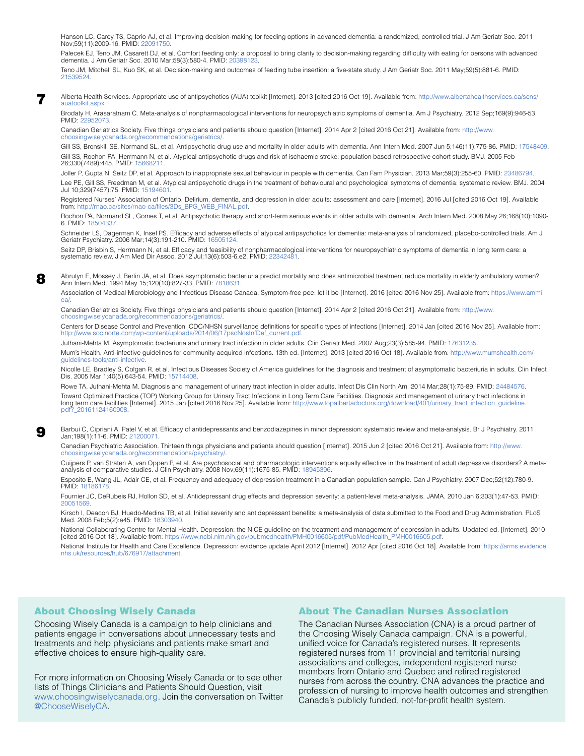Hanson LC, Carey TS, Caprio AJ, et al. Improving decision-making for feeding options in advanced dementia: a randomized, controlled trial. J Am Geriatr Soc. 2011 Nov;59(11):2009-16. PMID: 22091750.

Palecek EJ, Teno JM, Casarett DJ, et al. Comfort feeding only: a proposal to bring clarity to decision-making regarding difficulty with eating for persons with advanced dementia. J Am Geriatr Soc. 2010 Mar;58(3):580-4. PMID: 20398123.

Teno JM, Mitchell SL, Kuo SK, et al. Decision-making and outcomes of feeding tube insertion: a five-state study. J Am Geriatr Soc. 2011 May;59(5):881-6. PMID: 21539524.

**7**

Alberta Health Services. Appropriate use of antipsychotics (AUA) toolkit [Internet]. 2013 [cited 2016 Oct 19]. Available from: http://www.albertahealthservices.ca/scns/auatoolkit.aspx.

Brodaty H, Arasaratnam C. Meta-analysis of nonpharmacological interventions for neuropsychiatric symptoms of dementia. Am J Psychiatry. 2012 Sep;169(9):946-53. PMID: 22952073.

Canadian Geriatrics Society. Five things physicians and patients should question [Internet]. 2014 Apr 2 [cited 2016 Oct 21]. Available from: http://www.choosingwiselycanada.org/recommendations/geriatrics/.

Gill SS, Bronskill SE, Normand SL, et al. Antipsychotic drug use and mortality in older adults with dementia. Ann Intern Med. 2007 Jun 5;146(11):775-86. PMID: 17548409.

Gill SS, Rochon PA, Herrmann N, et al. Atypical antipsychotic drugs and risk of ischaemic stroke: population based retrospective cohort study. BMJ. 2005 Feb 26;330(7489):445. PMID: 15668211.

Joller P, Gupta N, Seitz DP, et al. Approach to inappropriate sexual behaviour in people with dementia. Can Fam Physician. 2013 Mar;59(3):255-60. PMID: 23486794.

Lee PE, Gill SS, Freedman M, et al. Atypical antipsychotic drugs in the treatment of behavioural and psychological symptoms of dementia: systematic review. BMJ. 2004 Jul 10;329(7457):75. PMID: 15194601.

Registered Nurses' Association of Ontario. Delirium, dementia, and depression in older adults: assessment and care [Internet]. 2016 Jul [cited 2016 Oct 19]. Available from: http://rnao.ca/sites/rnao-ca/files/3Ds_BPG_WEB_FINAL.pdf.

Rochon PA, Normand SL, Gomes T, et al. Antipsychotic therapy and short-term serious events in older adults with dementia. Arch Intern Med. 2008 May 26;168(10):1090-6. PMID: 18504337.

Schneider LS, Dagerman K, Insel PS. Efficacy and adverse effects of atypical antipsychotics for dementia: meta-analysis of randomized, placebo-controlled trials. Am J Geriatr Psychiatry. 2006 Mar;14(3):191-210. PMID: 16505124.

Seitz DP, Brisbin S, Herrmann N, et al. Efficacy and feasibility of nonpharmacological interventions for neuropsychiatric symptoms of dementia in long term care: a systematic review. J Am Med Dir Assoc. 2012 Jul;13(6):503-6.e2. PMID: 22342481.

**8**

Abrutyn E, Mossey J, Berlin JA, et al. Does asymptomatic bacteriuria predict mortality and does antimicrobial treatment reduce mortality in elderly ambulatory women? Ann Intern Med. 1994 May 15;120(10):827-33. PMID: 7818631.

Association of Medical Microbiology and Infectious Disease Canada. Symptom-free pee: let it be [Internet]. 2016 [cited 2016 Nov 25]. Available from: https://www.ammi.ca/.

Canadian Geriatrics Society. Five things physicians and patients should question [Internet]. 2014 Apr 2 [cited 2016 Oct 21]. Available from: http://www.choosingwiselycanada.org/recommendations/geriatrics/.

Centers for Disease Control and Prevention. CDC/NHSN surveillance definitions for specific types of infections [Internet]. 2014 Jan [cited 2016 Nov 25]. Available from: http://www.socinorte.com/wp-content/uploads/2014/06/17pscNosInfDef_current.pdf.

Juthani-Mehta M. Asymptomatic bacteriuria and urinary tract infection in older adults. Clin Geriatr Med. 2007 Aug;23(3):585-94. PMID: 17631235.

Mum's Health. Anti-infective guidelines for community-acquired infections. 13th ed. [Internet]. 2013 [cited 2016 Oct 18]. Available from: http://www.mumshealth.com/guidelines-tools/anti-infective.

Nicolle LE, Bradley S, Colgan R, et al. Infectious Diseases Society of America guidelines for the diagnosis and treatment of asymptomatic bacteriuria in adults. Clin Infect Dis. 2005 Mar 1;40(5):643-54. PMID: 15714408.

Rowe TA, Juthani-Mehta M. Diagnosis and management of urinary tract infection in older adults. Infect Dis Clin North Am. 2014 Mar;28(1):75-89. PMID: 24484576.

Toward Optimized Practice (TOP) Working Group for Urinary Tract Infections in Long Term Care Facilities. Diagnosis and management of urinary tract infections in long term care facilities [Internet]. 2015 Jan [cited 2016 Nov 25]. Available from: http://www.topalbertadoctors.org/download/401/urinary_tract_infection_guideline.pdf?_20161124160908.

**9**

Barbui C, Cipriani A, Patel V, et al. Efficacy of antidepressants and benzodiazepines in minor depression: systematic review and meta-analysis. Br J Psychiatry. 2011 Jan;198(1):11-6. PMID: 21200071.

Canadian Psychiatric Association. Thirteen things physicians and patients should question [Internet]. 2015 Jun 2 [cited 2016 Oct 21]. Available from: http://www.choosingwiselycanada.org/recommendations/psychiatry/.

Cuijpers P, van Straten A, van Oppen P, et al. Are psychosocial and pharmacologic interventions equally effective in the treatment of adult depressive disorders? A meta-analysis of comparative studies. J Clin Psychiatry. 2008 Nov;69(11):1675-85. PMID: 18945396.

Esposito E, Wang JL, Adair CE, et al. Frequency and adequacy of depression treatment in a Canadian population sample. Can J Psychiatry. 2007 Dec;52(12):780-9. PMID: 18186178.

Fournier JC, DeRubeis RJ, Hollon SD, et al. Antidepressant drug effects and depression severity: a patient-level meta-analysis. JAMA. 2010 Jan 6;303(1):47-53. PMID: 20051569.

Kirsch I, Deacon BJ, Huedo-Medina TB, et al. Initial severity and antidepressant benefits: a meta-analysis of data submitted to the Food and Drug Administration. PLoS Med. 2008 Feb;5(2):e45. PMID: 18303940.

National Collaborating Centre for Mental Health. Depression: the NICE guideline on the treatment and management of depression in adults. Updated ed. [Internet]. 2010 [cited 2016 Oct 18]. Available from: https://www.ncbi.nlm.nih.gov/pubmedhealth/PMH0016605/pdf/PubMedHealth_PMH0016605.pdf.

National Institute for Health and Care Excellence. Depression: evidence update April 2012 [Internet]. 2012 Apr [cited 2016 Oct 18]. Available from: https://arms.evidence.nhs.uk/resources/hub/676917/attachment.

## About Choosing Wisely Canada

Choosing Wisely Canada is a campaign to help clinicians and patients engage in conversations about unnecessary tests and treatments and help physicians and patients make smart and effective choices to ensure high-quality care.

For more information on Choosing Wisely Canada or to see other lists of Things Clinicians and Patients Should Question, visit www.choosingwiselycanada.org. Join the conversation on Twitter @ChooseWiselyCA.

## About The Canadian Nurses Association

The Canadian Nurses Association (CNA) is a proud partner of the Choosing Wisely Canada campaign. CNA is a powerful, unified voice for Canada's registered nurses. It represents registered nurses from 11 provincial and territorial nursing associations and colleges, independent registered nurse members from Ontario and Quebec and retired registered nurses from across the country. CNA advances the practice and profession of nursing to improve health outcomes and strengthen Canada's publicly funded, not-for-profit health system.